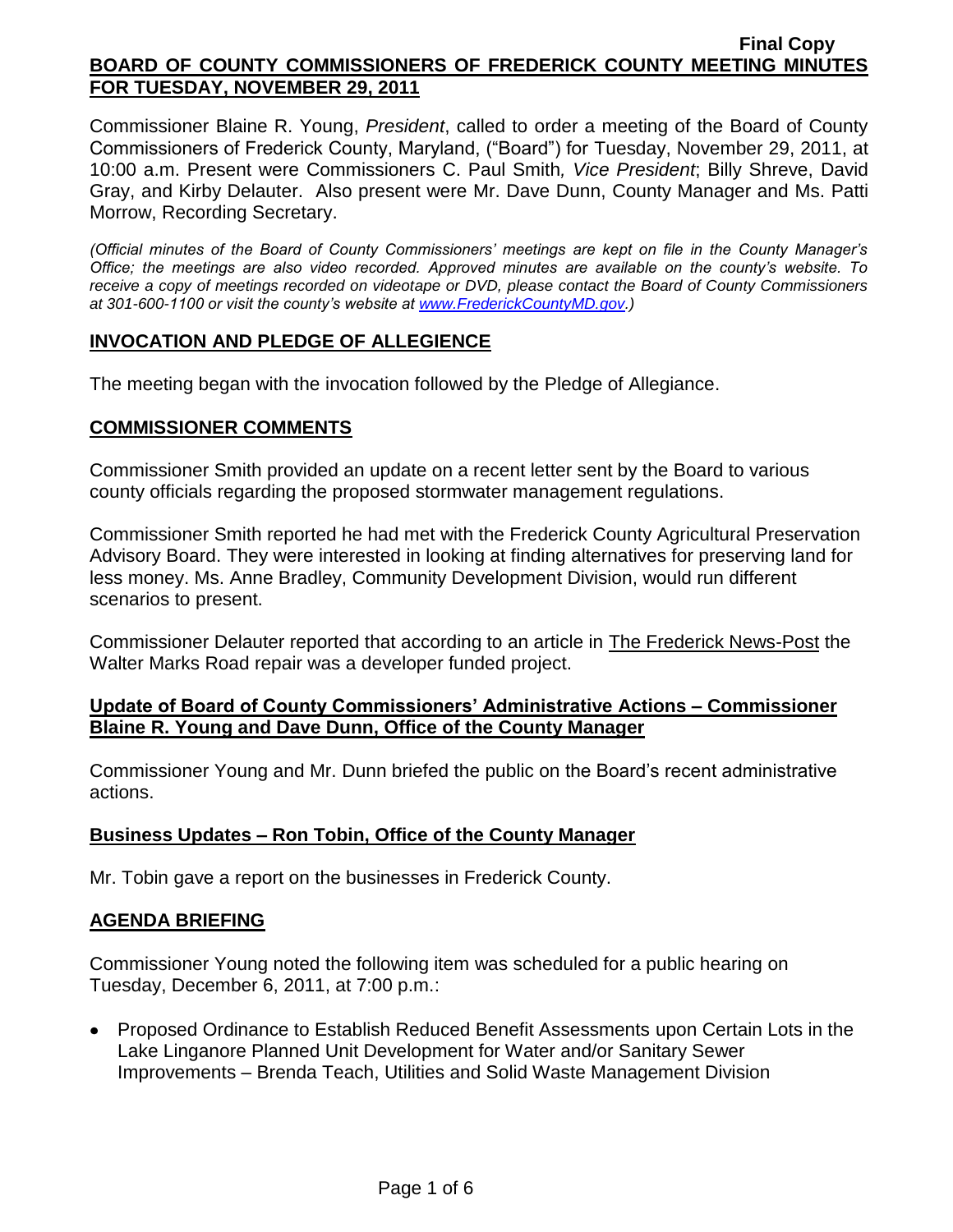**Final Copy**

# BOARD OF COUNTY COMMISSIONERS OF FREDERICK COUNTY MEETING MINUTES FOR TUESDAY, NOVEMBER 29, 2011

Commissioner Blaine R. Young, *President*, called to order a meeting of the Board of County Commissioners of Frederick County, Maryland, ("Board") for Tuesday, November 29, 2011, at 10:00 a.m. Present were Commissioners C. Paul Smith*, Vice President*; Billy Shreve, David Gray, and Kirby Delauter. Also present were Mr. Dave Dunn, County Manager and Ms. Patti Morrow, Recording Secretary.

*(Official minutes of the Board of County Commissioners' meetings are kept on file in the County Manager's Office; the meetings are also video recorded. Approved minutes are available on the county's website. To receive a copy of meetings recorded on videotape or DVD, please contact the Board of County Commissioners at 301-600-1100 or visit the county's website at www.FrederickCountyMD.gov.)*

## INVOCATION AND PLEDGE OF ALLEGIENCE

The meeting began with the invocation followed by the Pledge of Allegiance.

## COMMISSIONER COMMENTS

Commissioner Smith provided an update on a recent letter sent by the Board to various county officials regarding the proposed stormwater management regulations.

Commissioner Smith reported he had met with the Frederick County Agricultural Preservation Advisory Board. They were interested in looking at finding alternatives for preserving land for less money. Ms. Anne Bradley, Community Development Division, would run different scenarios to present.

Commissioner Delauter reported that according to an article in The Frederick News-Post the Walter Marks Road repair was a developer funded project.

## Update of Board of County Commissioners' Administrative Actions – Commissioner Blaine R. Young and Dave Dunn, Office of the County Manager

Commissioner Young and Mr. Dunn briefed the public on the Board's recent administrative actions.

## Business Updates – Ron Tobin, Office of the County Manager

Mr. Tobin gave a report on the businesses in Frederick County.

## AGENDA BRIEFING

Commissioner Young noted the following item was scheduled for a public hearing on Tuesday, December 6, 2011, at 7:00 p.m.:

- Proposed Ordinance to Establish Reduced Benefit Assessments upon Certain Lots in the Lake Linganore Planned Unit Development for Water and/or Sanitary Sewer Improvements – Brenda Teach, Utilities and Solid Waste Management Division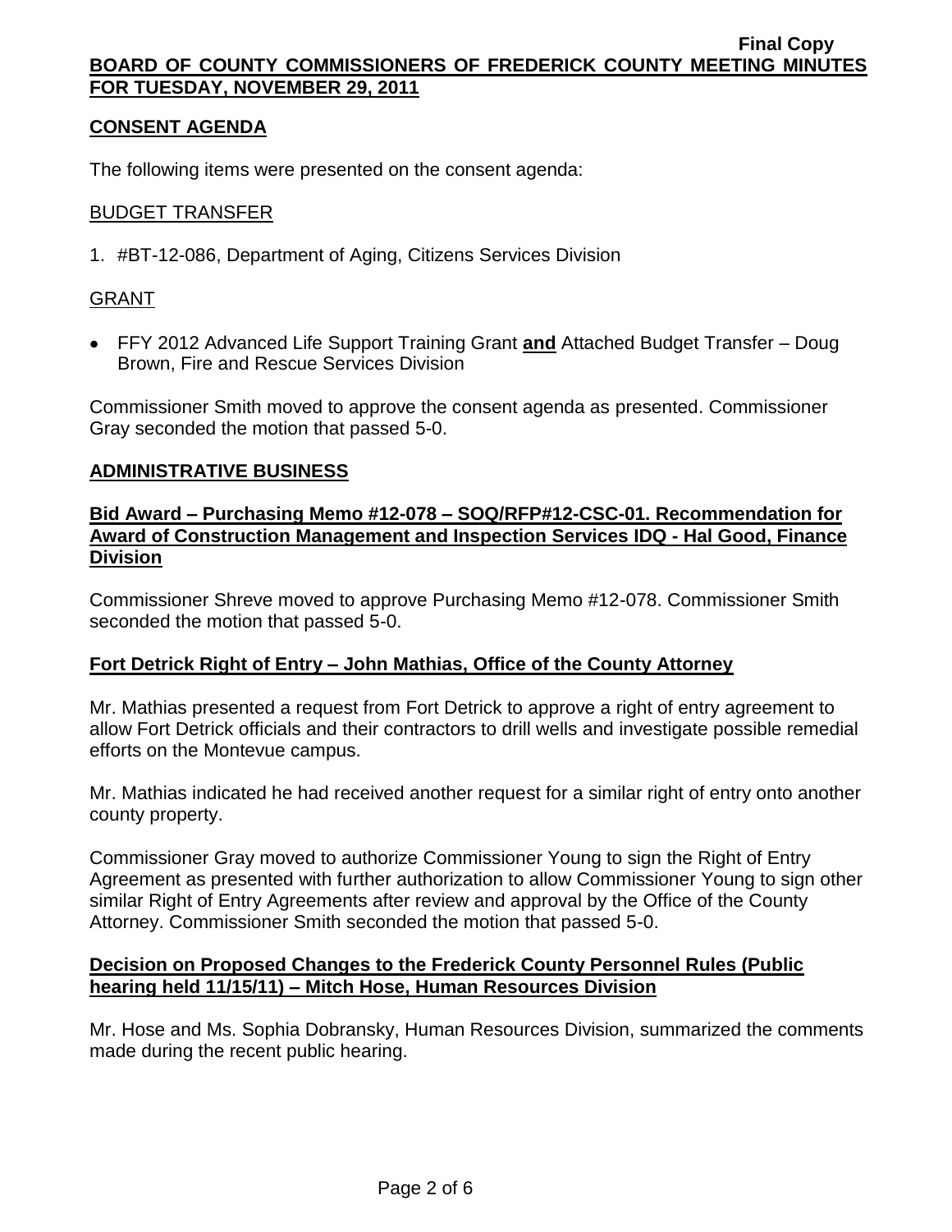## CONSENT AGENDA

The following items were presented on the consent agenda:

BUDGET TRANSFER

1. #BT-12-086, Department of Aging, Citizens Services Division

GRANT

- FFY 2012 Advanced Life Support Training Grant **and** Attached Budget Transfer – Doug Brown, Fire and Rescue Services Division

Commissioner Smith moved to approve the consent agenda as presented. Commissioner Gray seconded the motion that passed 5-0.

## ADMINISTRATIVE BUSINESS

### Bid Award – Purchasing Memo #12-078 – SOQ/RFP#12-CSC-01. Recommendation for Award of Construction Management and Inspection Services IDQ - Hal Good, Finance Division

Commissioner Shreve moved to approve Purchasing Memo #12-078. Commissioner Smith seconded the motion that passed 5-0.

### Fort Detrick Right of Entry – John Mathias, Office of the County Attorney

Mr. Mathias presented a request from Fort Detrick to approve a right of entry agreement to allow Fort Detrick officials and their contractors to drill wells and investigate possible remedial efforts on the Montevue campus.

Mr. Mathias indicated he had received another request for a similar right of entry onto another county property.

Commissioner Gray moved to authorize Commissioner Young to sign the Right of Entry Agreement as presented with further authorization to allow Commissioner Young to sign other similar Right of Entry Agreements after review and approval by the Office of the County Attorney. Commissioner Smith seconded the motion that passed 5-0.

### Decision on Proposed Changes to the Frederick County Personnel Rules (Public hearing held 11/15/11) – Mitch Hose, Human Resources Division

Mr. Hose and Ms. Sophia Dobransky, Human Resources Division, summarized the comments made during the recent public hearing.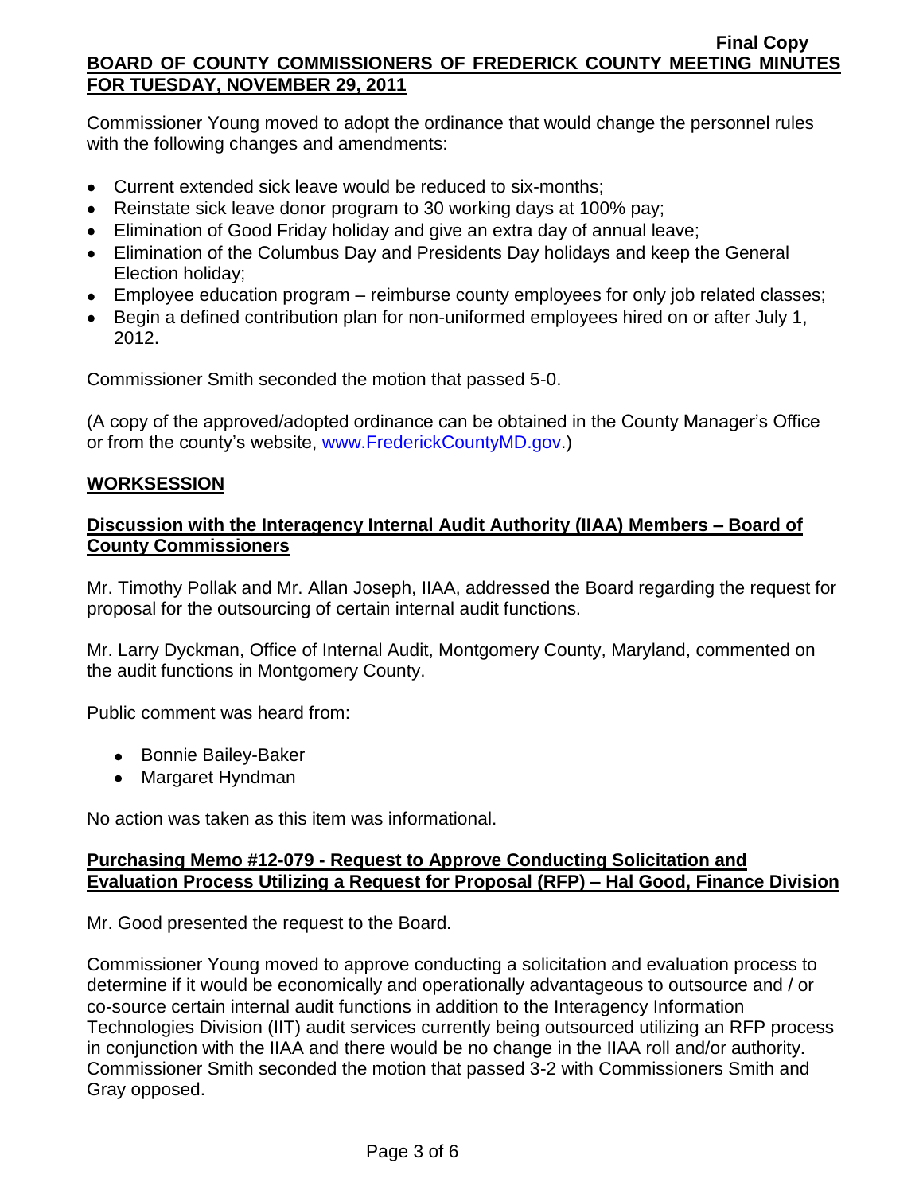Commissioner Young moved to adopt the ordinance that would change the personnel rules with the following changes and amendments:

- Current extended sick leave would be reduced to six-months;
- Reinstate sick leave donor program to 30 working days at 100% pay;
- Elimination of Good Friday holiday and give an extra day of annual leave;
- Elimination of the Columbus Day and Presidents Day holidays and keep the General Election holiday;
- Employee education program – reimburse county employees for only job related classes;
- Begin a defined contribution plan for non-uniformed employees hired on or after July 1, 2012.

Commissioner Smith seconded the motion that passed 5-0.

(A copy of the approved/adopted ordinance can be obtained in the County Manager's Office or from the county's website, www.FrederickCountyMD.gov.)

## WORKSESSION

### Discussion with the Interagency Internal Audit Authority (IIAA) Members – Board of County Commissioners

Mr. Timothy Pollak and Mr. Allan Joseph, IIAA, addressed the Board regarding the request for proposal for the outsourcing of certain internal audit functions.

Mr. Larry Dyckman, Office of Internal Audit, Montgomery County, Maryland, commented on the audit functions in Montgomery County.

Public comment was heard from:

- Bonnie Bailey-Baker
- Margaret Hyndman

No action was taken as this item was informational.

### Purchasing Memo #12-079 - Request to Approve Conducting Solicitation and Evaluation Process Utilizing a Request for Proposal (RFP) – Hal Good, Finance Division

Mr. Good presented the request to the Board.

Commissioner Young moved to approve conducting a solicitation and evaluation process to determine if it would be economically and operationally advantageous to outsource and / or co-source certain internal audit functions in addition to the Interagency Information Technologies Division (IIT) audit services currently being outsourced utilizing an RFP process in conjunction with the IIAA and there would be no change in the IIAA roll and/or authority. Commissioner Smith seconded the motion that passed 3-2 with Commissioners Smith and Gray opposed.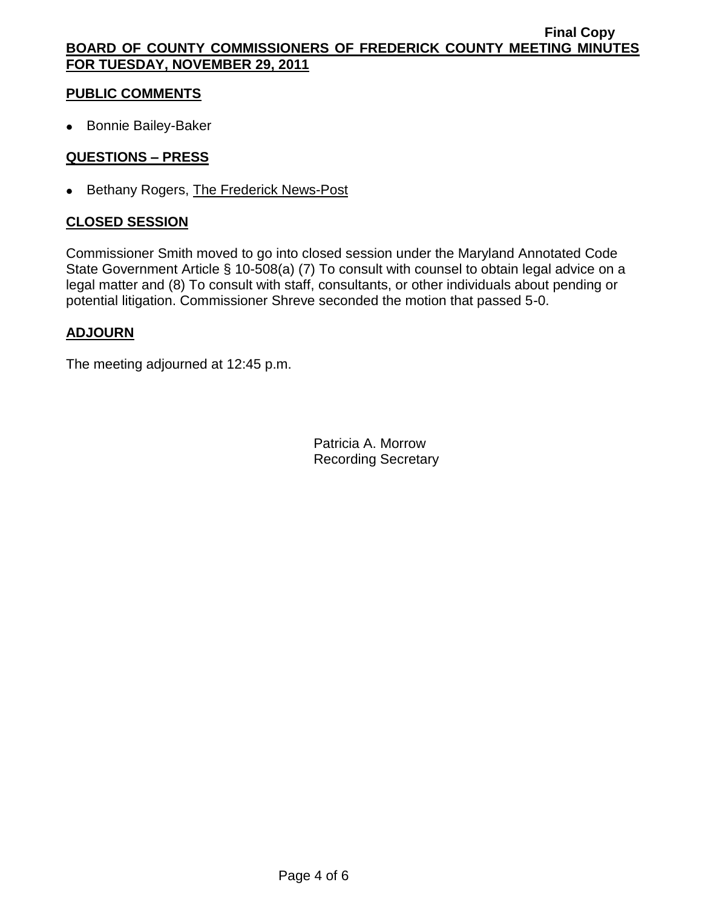## PUBLIC COMMENTS

- Bonnie Bailey-Baker

## QUESTIONS – PRESS

- Bethany Rogers, The Frederick News-Post

## CLOSED SESSION

Commissioner Smith moved to go into closed session under the Maryland Annotated Code State Government Article § 10-508(a) (7) To consult with counsel to obtain legal advice on a legal matter and (8) To consult with staff, consultants, or other individuals about pending or potential litigation. Commissioner Shreve seconded the motion that passed 5-0.

## ADJOURN

The meeting adjourned at 12:45 p.m.

Patricia A. Morrow
Recording Secretary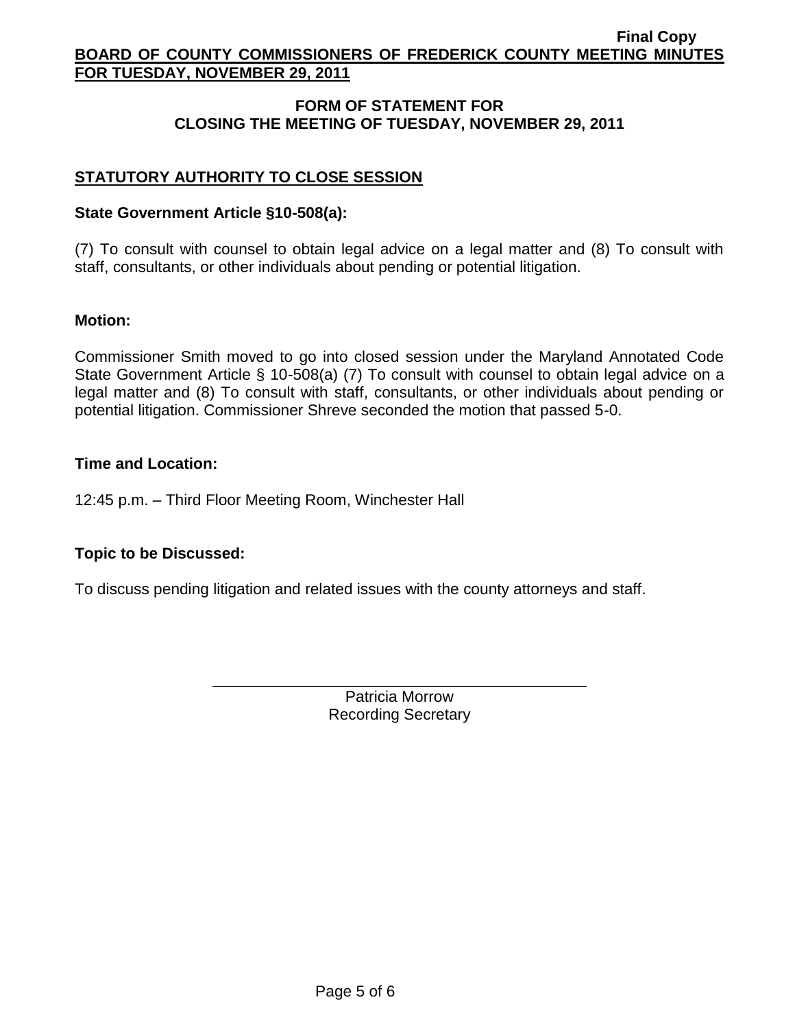## FORM OF STATEMENT FOR CLOSING THE MEETING OF TUESDAY, NOVEMBER 29, 2011

### STATUTORY AUTHORITY TO CLOSE SESSION

**State Government Article §10-508(a):**

(7) To consult with counsel to obtain legal advice on a legal matter and (8) To consult with staff, consultants, or other individuals about pending or potential litigation.

**Motion:**

Commissioner Smith moved to go into closed session under the Maryland Annotated Code State Government Article § 10-508(a) (7) To consult with counsel to obtain legal advice on a legal matter and (8) To consult with staff, consultants, or other individuals about pending or potential litigation. Commissioner Shreve seconded the motion that passed 5-0.

**Time and Location:**

12:45 p.m. – Third Floor Meeting Room, Winchester Hall

**Topic to be Discussed:**

To discuss pending litigation and related issues with the county attorneys and staff.

Patricia Morrow
Recording Secretary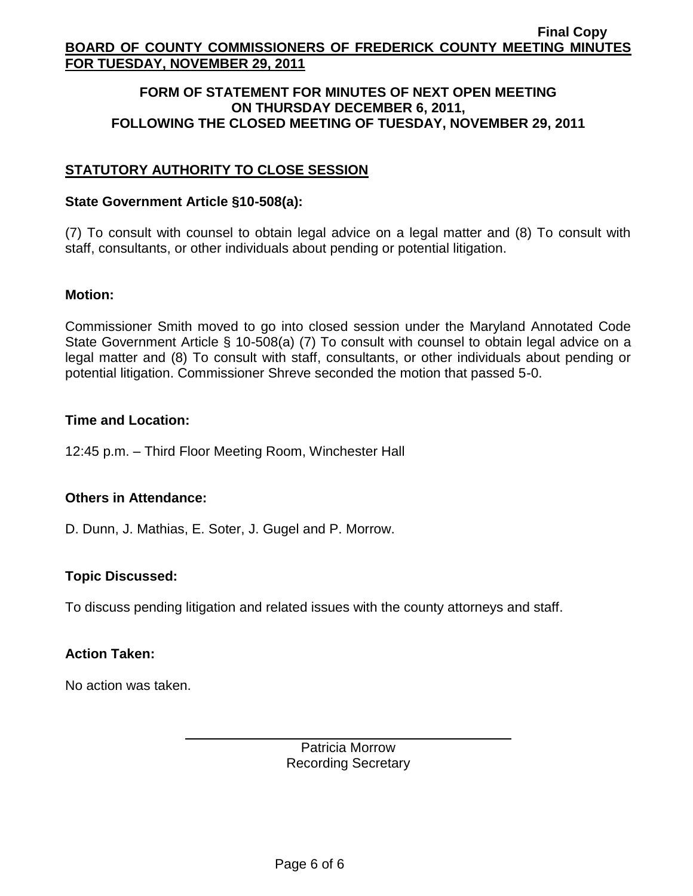**FORM OF STATEMENT FOR MINUTES OF NEXT OPEN MEETING ON THURSDAY DECEMBER 6, 2011, FOLLOWING THE CLOSED MEETING OF TUESDAY, NOVEMBER 29, 2011**

## STATUTORY AUTHORITY TO CLOSE SESSION

### State Government Article §10-508(a):

(7) To consult with counsel to obtain legal advice on a legal matter and (8) To consult with staff, consultants, or other individuals about pending or potential litigation.

### Motion:

Commissioner Smith moved to go into closed session under the Maryland Annotated Code State Government Article § 10-508(a) (7) To consult with counsel to obtain legal advice on a legal matter and (8) To consult with staff, consultants, or other individuals about pending or potential litigation. Commissioner Shreve seconded the motion that passed 5-0.

### Time and Location:

12:45 p.m. – Third Floor Meeting Room, Winchester Hall

### Others in Attendance:

D. Dunn, J. Mathias, E. Soter, J. Gugel and P. Morrow.

### Topic Discussed:

To discuss pending litigation and related issues with the county attorneys and staff.

### Action Taken:

No action was taken.

Patricia Morrow
Recording Secretary